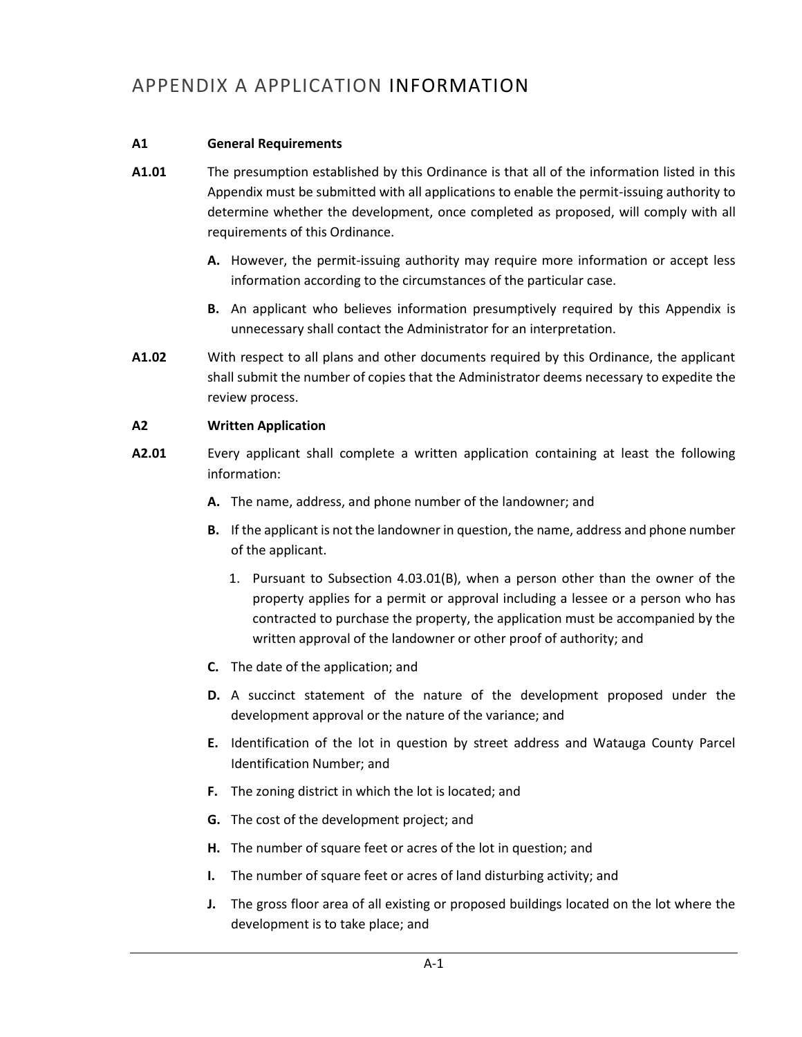# APPENDIX A APPLICATION INFORMATION

**A1 General Requirements**

**A1.01** The presumption established by this Ordinance is that all of the information listed in this Appendix must be submitted with all applications to enable the permit-issuing authority to determine whether the development, once completed as proposed, will comply with all requirements of this Ordinance.

- **A.** However, the permit-issuing authority may require more information or accept less information according to the circumstances of the particular case.
- **B.** An applicant who believes information presumptively required by this Appendix is unnecessary shall contact the Administrator for an interpretation.

**A1.02** With respect to all plans and other documents required by this Ordinance, the applicant shall submit the number of copies that the Administrator deems necessary to expedite the review process.

**A2 Written Application**

**A2.01** Every applicant shall complete a written application containing at least the following information:

- **A.** The name, address, and phone number of the landowner; and
- **B.** If the applicant is not the landowner in question, the name, address and phone number of the applicant.
  1. Pursuant to Subsection 4.03.01(B), when a person other than the owner of the property applies for a permit or approval including a lessee or a person who has contracted to purchase the property, the application must be accompanied by the written approval of the landowner or other proof of authority; and
- **C.** The date of the application; and
- **D.** A succinct statement of the nature of the development proposed under the development approval or the nature of the variance; and
- **E.** Identification of the lot in question by street address and Watauga County Parcel Identification Number; and
- **F.** The zoning district in which the lot is located; and
- **G.** The cost of the development project; and
- **H.** The number of square feet or acres of the lot in question; and
- **I.** The number of square feet or acres of land disturbing activity; and
- **J.** The gross floor area of all existing or proposed buildings located on the lot where the development is to take place; and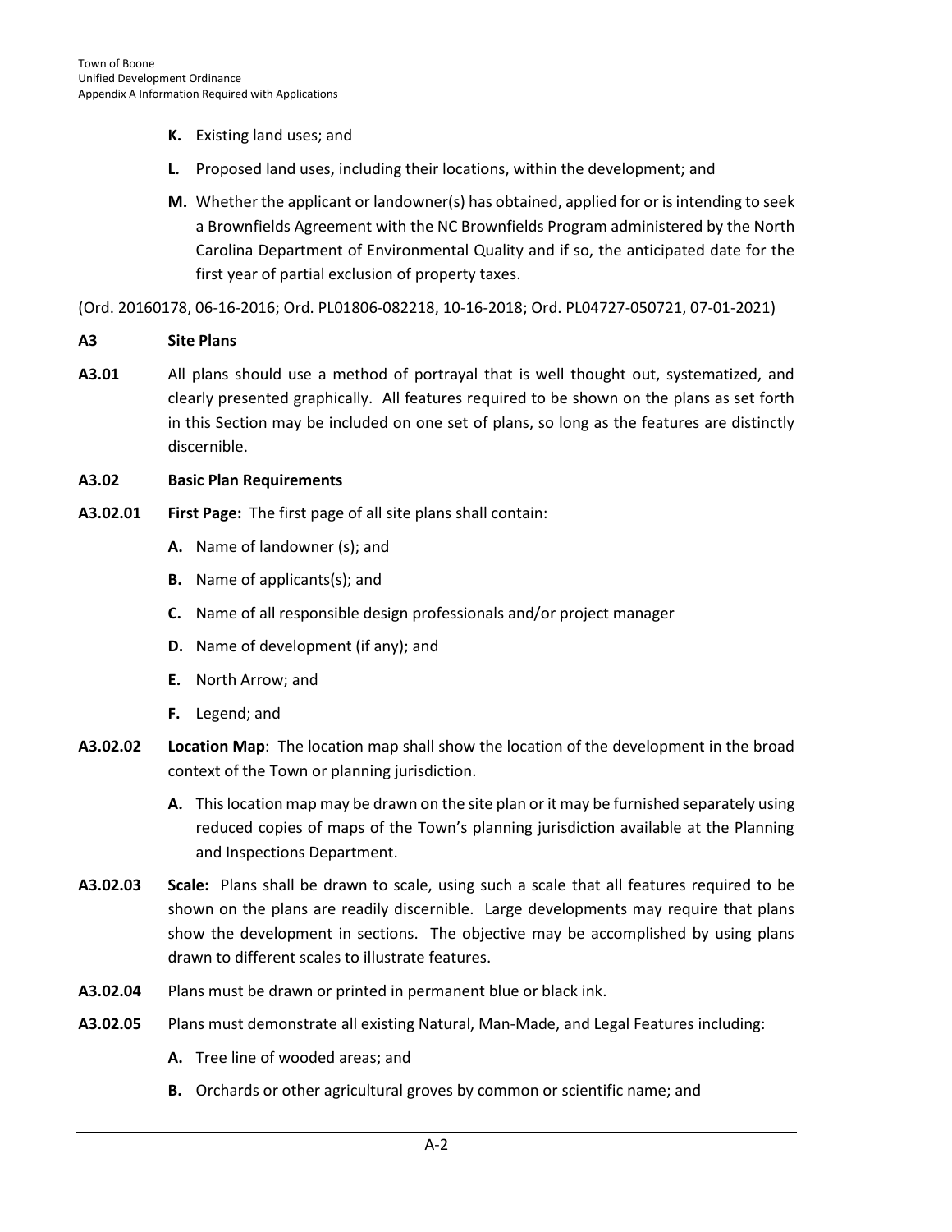**K.** Existing land uses; and

**L.** Proposed land uses, including their locations, within the development; and

**M.** Whether the applicant or landowner(s) has obtained, applied for or is intending to seek a Brownfields Agreement with the NC Brownfields Program administered by the North Carolina Department of Environmental Quality and if so, the anticipated date for the first year of partial exclusion of property taxes.

(Ord. 20160178, 06-16-2016; Ord. PL01806-082218, 10-16-2018; Ord. PL04727-050721, 07-01-2021)

## A3 Site Plans

**A3.01** All plans should use a method of portrayal that is well thought out, systematized, and clearly presented graphically. All features required to be shown on the plans as set forth in this Section may be included on one set of plans, so long as the features are distinctly discernible.

### A3.02 Basic Plan Requirements

**A3.02.01** **First Page:** The first page of all site plans shall contain:

**A.** Name of landowner (s); and

**B.** Name of applicants(s); and

**C.** Name of all responsible design professionals and/or project manager

**D.** Name of development (if any); and

**E.** North Arrow; and

**F.** Legend; and

**A3.02.02** **Location Map**: The location map shall show the location of the development in the broad context of the Town or planning jurisdiction.

**A.** This location map may be drawn on the site plan or it may be furnished separately using reduced copies of maps of the Town's planning jurisdiction available at the Planning and Inspections Department.

**A3.02.03** **Scale:** Plans shall be drawn to scale, using such a scale that all features required to be shown on the plans are readily discernible. Large developments may require that plans show the development in sections. The objective may be accomplished by using plans drawn to different scales to illustrate features.

**A3.02.04** Plans must be drawn or printed in permanent blue or black ink.

**A3.02.05** Plans must demonstrate all existing Natural, Man-Made, and Legal Features including:

**A.** Tree line of wooded areas; and

**B.** Orchards or other agricultural groves by common or scientific name; and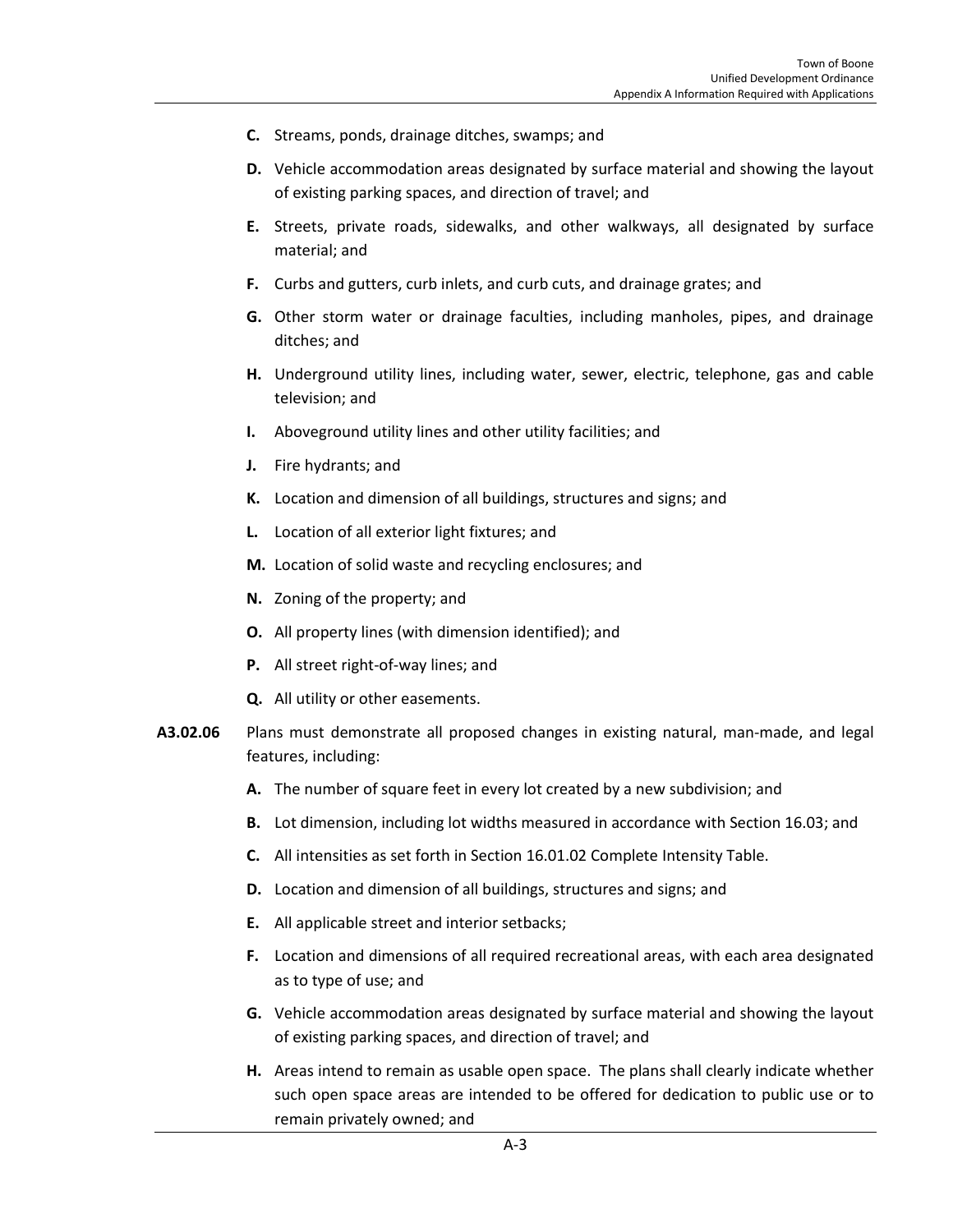**C.** Streams, ponds, drainage ditches, swamps; and

**D.** Vehicle accommodation areas designated by surface material and showing the layout of existing parking spaces, and direction of travel; and

**E.** Streets, private roads, sidewalks, and other walkways, all designated by surface material; and

**F.** Curbs and gutters, curb inlets, and curb cuts, and drainage grates; and

**G.** Other storm water or drainage faculties, including manholes, pipes, and drainage ditches; and

**H.** Underground utility lines, including water, sewer, electric, telephone, gas and cable television; and

**I.** Aboveground utility lines and other utility facilities; and

**J.** Fire hydrants; and

**K.** Location and dimension of all buildings, structures and signs; and

**L.** Location of all exterior light fixtures; and

**M.** Location of solid waste and recycling enclosures; and

**N.** Zoning of the property; and

**O.** All property lines (with dimension identified); and

**P.** All street right-of-way lines; and

**Q.** All utility or other easements.

**A3.02.06** Plans must demonstrate all proposed changes in existing natural, man-made, and legal features, including:

**A.** The number of square feet in every lot created by a new subdivision; and

**B.** Lot dimension, including lot widths measured in accordance with Section 16.03; and

**C.** All intensities as set forth in Section 16.01.02 Complete Intensity Table.

**D.** Location and dimension of all buildings, structures and signs; and

**E.** All applicable street and interior setbacks;

**F.** Location and dimensions of all required recreational areas, with each area designated as to type of use; and

**G.** Vehicle accommodation areas designated by surface material and showing the layout of existing parking spaces, and direction of travel; and

**H.** Areas intend to remain as usable open space. The plans shall clearly indicate whether such open space areas are intended to be offered for dedication to public use or to remain privately owned; and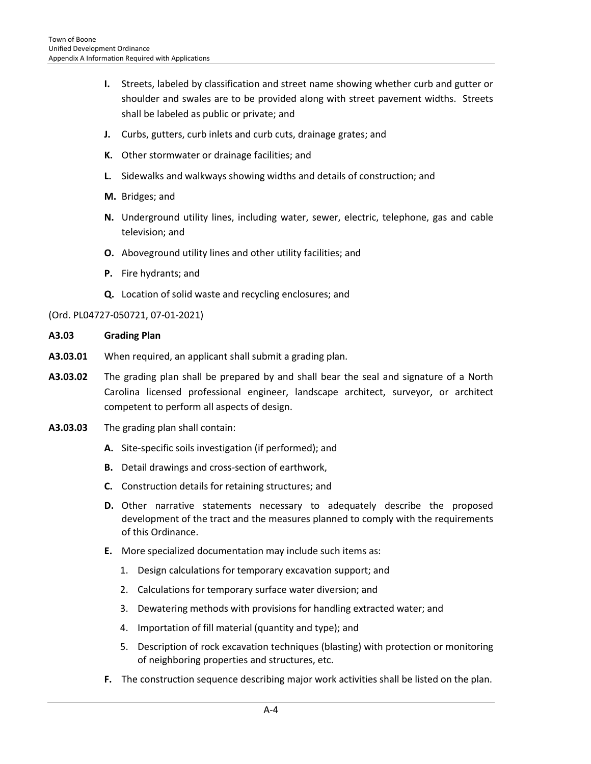**I.** Streets, labeled by classification and street name showing whether curb and gutter or shoulder and swales are to be provided along with street pavement widths. Streets shall be labeled as public or private; and

**J.** Curbs, gutters, curb inlets and curb cuts, drainage grates; and

**K.** Other stormwater or drainage facilities; and

**L.** Sidewalks and walkways showing widths and details of construction; and

**M.** Bridges; and

**N.** Underground utility lines, including water, sewer, electric, telephone, gas and cable television; and

**O.** Aboveground utility lines and other utility facilities; and

**P.** Fire hydrants; and

**Q.** Location of solid waste and recycling enclosures; and

(Ord. PL04727-050721, 07-01-2021)

**A3.03 Grading Plan**

**A3.03.01** When required, an applicant shall submit a grading plan.

**A3.03.02** The grading plan shall be prepared by and shall bear the seal and signature of a North Carolina licensed professional engineer, landscape architect, surveyor, or architect competent to perform all aspects of design.

**A3.03.03** The grading plan shall contain:

**A.** Site-specific soils investigation (if performed); and

**B.** Detail drawings and cross-section of earthwork,

**C.** Construction details for retaining structures; and

**D.** Other narrative statements necessary to adequately describe the proposed development of the tract and the measures planned to comply with the requirements of this Ordinance.

**E.** More specialized documentation may include such items as:

1. Design calculations for temporary excavation support; and
2. Calculations for temporary surface water diversion; and
3. Dewatering methods with provisions for handling extracted water; and
4. Importation of fill material (quantity and type); and
5. Description of rock excavation techniques (blasting) with protection or monitoring of neighboring properties and structures, etc.

**F.** The construction sequence describing major work activities shall be listed on the plan.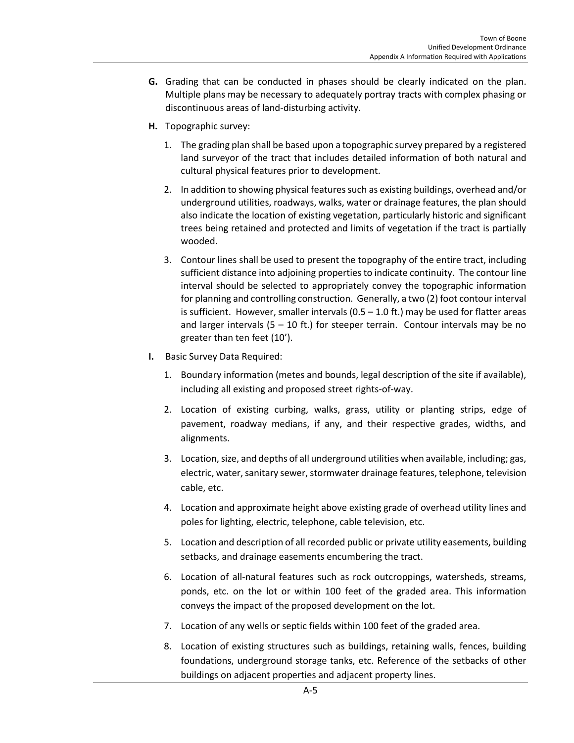**G.** Grading that can be conducted in phases should be clearly indicated on the plan. Multiple plans may be necessary to adequately portray tracts with complex phasing or discontinuous areas of land-disturbing activity.

**H.** Topographic survey:

1. The grading plan shall be based upon a topographic survey prepared by a registered land surveyor of the tract that includes detailed information of both natural and cultural physical features prior to development.

2. In addition to showing physical features such as existing buildings, overhead and/or underground utilities, roadways, walks, water or drainage features, the plan should also indicate the location of existing vegetation, particularly historic and significant trees being retained and protected and limits of vegetation if the tract is partially wooded.

3. Contour lines shall be used to present the topography of the entire tract, including sufficient distance into adjoining properties to indicate continuity. The contour line interval should be selected to appropriately convey the topographic information for planning and controlling construction. Generally, a two (2) foot contour interval is sufficient. However, smaller intervals (0.5 – 1.0 ft.) may be used for flatter areas and larger intervals (5 – 10 ft.) for steeper terrain. Contour intervals may be no greater than ten feet (10').

**I.** Basic Survey Data Required:

1. Boundary information (metes and bounds, legal description of the site if available), including all existing and proposed street rights-of-way.

2. Location of existing curbing, walks, grass, utility or planting strips, edge of pavement, roadway medians, if any, and their respective grades, widths, and alignments.

3. Location, size, and depths of all underground utilities when available, including; gas, electric, water, sanitary sewer, stormwater drainage features, telephone, television cable, etc.

4. Location and approximate height above existing grade of overhead utility lines and poles for lighting, electric, telephone, cable television, etc.

5. Location and description of all recorded public or private utility easements, building setbacks, and drainage easements encumbering the tract.

6. Location of all-natural features such as rock outcroppings, watersheds, streams, ponds, etc. on the lot or within 100 feet of the graded area. This information conveys the impact of the proposed development on the lot.

7. Location of any wells or septic fields within 100 feet of the graded area.

8. Location of existing structures such as buildings, retaining walls, fences, building foundations, underground storage tanks, etc. Reference of the setbacks of other buildings on adjacent properties and adjacent property lines.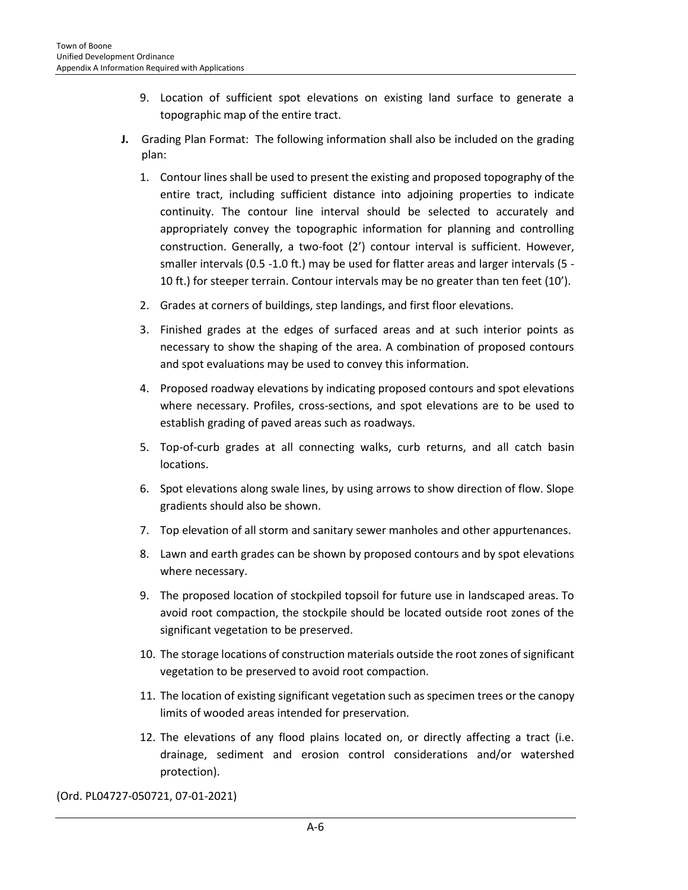9. Location of sufficient spot elevations on existing land surface to generate a topographic map of the entire tract.

**J.** Grading Plan Format: The following information shall also be included on the grading plan:

1. Contour lines shall be used to present the existing and proposed topography of the entire tract, including sufficient distance into adjoining properties to indicate continuity. The contour line interval should be selected to accurately and appropriately convey the topographic information for planning and controlling construction. Generally, a two-foot (2') contour interval is sufficient. However, smaller intervals (0.5 -1.0 ft.) may be used for flatter areas and larger intervals (5 - 10 ft.) for steeper terrain. Contour intervals may be no greater than ten feet (10').
2. Grades at corners of buildings, step landings, and first floor elevations.
3. Finished grades at the edges of surfaced areas and at such interior points as necessary to show the shaping of the area. A combination of proposed contours and spot evaluations may be used to convey this information.
4. Proposed roadway elevations by indicating proposed contours and spot elevations where necessary. Profiles, cross-sections, and spot elevations are to be used to establish grading of paved areas such as roadways.
5. Top-of-curb grades at all connecting walks, curb returns, and all catch basin locations.
6. Spot elevations along swale lines, by using arrows to show direction of flow. Slope gradients should also be shown.
7. Top elevation of all storm and sanitary sewer manholes and other appurtenances.
8. Lawn and earth grades can be shown by proposed contours and by spot elevations where necessary.
9. The proposed location of stockpiled topsoil for future use in landscaped areas. To avoid root compaction, the stockpile should be located outside root zones of the significant vegetation to be preserved.
10. The storage locations of construction materials outside the root zones of significant vegetation to be preserved to avoid root compaction.
11. The location of existing significant vegetation such as specimen trees or the canopy limits of wooded areas intended for preservation.
12. The elevations of any flood plains located on, or directly affecting a tract (i.e. drainage, sediment and erosion control considerations and/or watershed protection).

(Ord. PL04727-050721, 07-01-2021)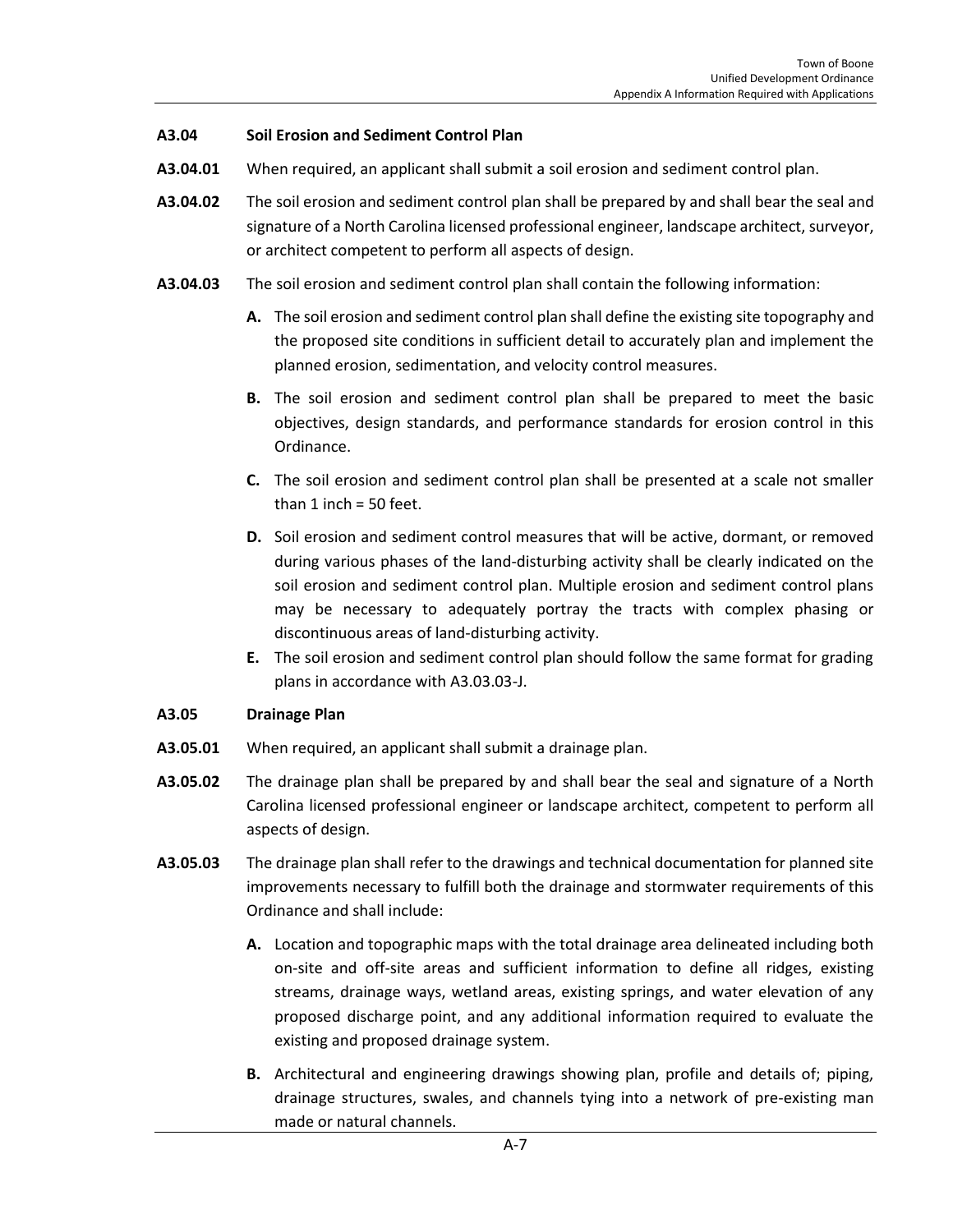**A3.04 Soil Erosion and Sediment Control Plan**

**A3.04.01** When required, an applicant shall submit a soil erosion and sediment control plan.

**A3.04.02** The soil erosion and sediment control plan shall be prepared by and shall bear the seal and signature of a North Carolina licensed professional engineer, landscape architect, surveyor, or architect competent to perform all aspects of design.

**A3.04.03** The soil erosion and sediment control plan shall contain the following information:

- **A.** The soil erosion and sediment control plan shall define the existing site topography and the proposed site conditions in sufficient detail to accurately plan and implement the planned erosion, sedimentation, and velocity control measures.
- **B.** The soil erosion and sediment control plan shall be prepared to meet the basic objectives, design standards, and performance standards for erosion control in this Ordinance.
- **C.** The soil erosion and sediment control plan shall be presented at a scale not smaller than 1 inch = 50 feet.
- **D.** Soil erosion and sediment control measures that will be active, dormant, or removed during various phases of the land-disturbing activity shall be clearly indicated on the soil erosion and sediment control plan. Multiple erosion and sediment control plans may be necessary to adequately portray the tracts with complex phasing or discontinuous areas of land-disturbing activity.
- **E.** The soil erosion and sediment control plan should follow the same format for grading plans in accordance with A3.03.03-J.

**A3.05 Drainage Plan**

**A3.05.01** When required, an applicant shall submit a drainage plan.

**A3.05.02** The drainage plan shall be prepared by and shall bear the seal and signature of a North Carolina licensed professional engineer or landscape architect, competent to perform all aspects of design.

**A3.05.03** The drainage plan shall refer to the drawings and technical documentation for planned site improvements necessary to fulfill both the drainage and stormwater requirements of this Ordinance and shall include:

- **A.** Location and topographic maps with the total drainage area delineated including both on-site and off-site areas and sufficient information to define all ridges, existing streams, drainage ways, wetland areas, existing springs, and water elevation of any proposed discharge point, and any additional information required to evaluate the existing and proposed drainage system.
- **B.** Architectural and engineering drawings showing plan, profile and details of; piping, drainage structures, swales, and channels tying into a network of pre-existing man made or natural channels.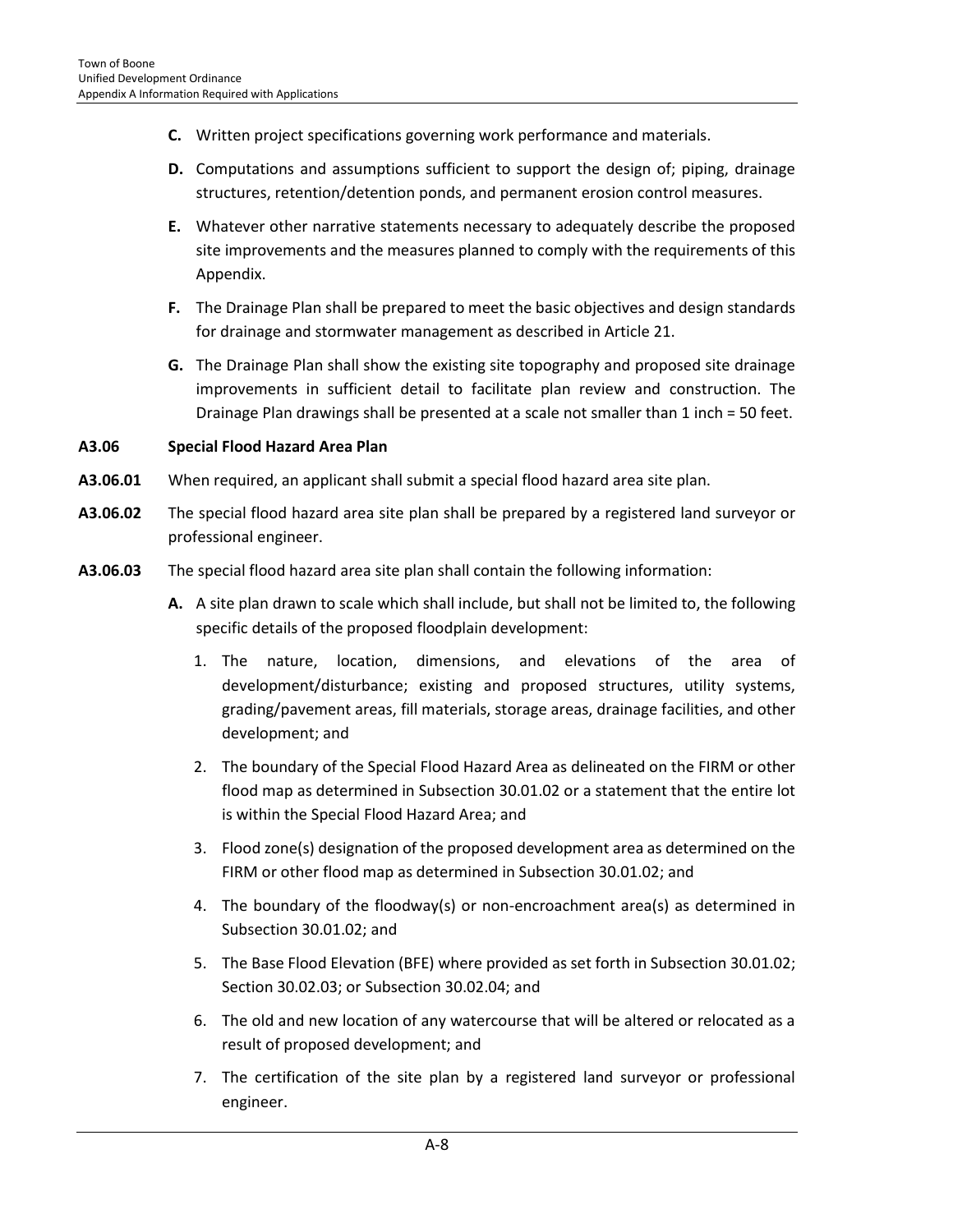**C.** Written project specifications governing work performance and materials.

**D.** Computations and assumptions sufficient to support the design of; piping, drainage structures, retention/detention ponds, and permanent erosion control measures.

**E.** Whatever other narrative statements necessary to adequately describe the proposed site improvements and the measures planned to comply with the requirements of this Appendix.

**F.** The Drainage Plan shall be prepared to meet the basic objectives and design standards for drainage and stormwater management as described in Article 21.

**G.** The Drainage Plan shall show the existing site topography and proposed site drainage improvements in sufficient detail to facilitate plan review and construction. The Drainage Plan drawings shall be presented at a scale not smaller than 1 inch = 50 feet.

**A3.06 Special Flood Hazard Area Plan**

**A3.06.01** When required, an applicant shall submit a special flood hazard area site plan.

**A3.06.02** The special flood hazard area site plan shall be prepared by a registered land surveyor or professional engineer.

**A3.06.03** The special flood hazard area site plan shall contain the following information:

**A.** A site plan drawn to scale which shall include, but shall not be limited to, the following specific details of the proposed floodplain development:

1. The nature, location, dimensions, and elevations of the area of development/disturbance; existing and proposed structures, utility systems, grading/pavement areas, fill materials, storage areas, drainage facilities, and other development; and
2. The boundary of the Special Flood Hazard Area as delineated on the FIRM or other flood map as determined in Subsection 30.01.02 or a statement that the entire lot is within the Special Flood Hazard Area; and
3. Flood zone(s) designation of the proposed development area as determined on the FIRM or other flood map as determined in Subsection 30.01.02; and
4. The boundary of the floodway(s) or non-encroachment area(s) as determined in Subsection 30.01.02; and
5. The Base Flood Elevation (BFE) where provided as set forth in Subsection 30.01.02; Section 30.02.03; or Subsection 30.02.04; and
6. The old and new location of any watercourse that will be altered or relocated as a result of proposed development; and
7. The certification of the site plan by a registered land surveyor or professional engineer.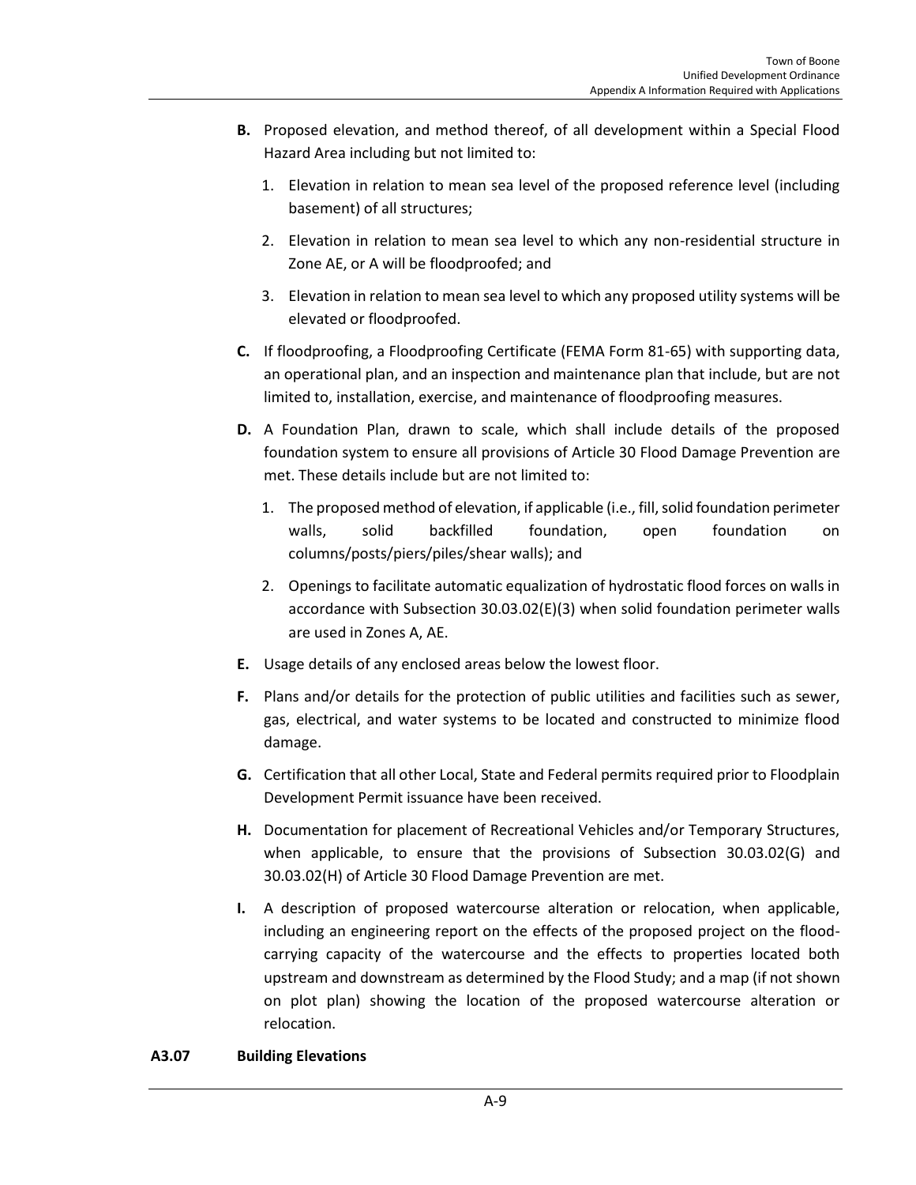**B.** Proposed elevation, and method thereof, of all development within a Special Flood Hazard Area including but not limited to:

1. Elevation in relation to mean sea level of the proposed reference level (including basement) of all structures;

2. Elevation in relation to mean sea level to which any non-residential structure in Zone AE, or A will be floodproofed; and

3. Elevation in relation to mean sea level to which any proposed utility systems will be elevated or floodproofed.

**C.** If floodproofing, a Floodproofing Certificate (FEMA Form 81-65) with supporting data, an operational plan, and an inspection and maintenance plan that include, but are not limited to, installation, exercise, and maintenance of floodproofing measures.

**D.** A Foundation Plan, drawn to scale, which shall include details of the proposed foundation system to ensure all provisions of Article 30 Flood Damage Prevention are met. These details include but are not limited to:

1. The proposed method of elevation, if applicable (i.e., fill, solid foundation perimeter walls, solid backfilled foundation, open foundation on columns/posts/piers/piles/shear walls); and

2. Openings to facilitate automatic equalization of hydrostatic flood forces on walls in accordance with Subsection 30.03.02(E)(3) when solid foundation perimeter walls are used in Zones A, AE.

**E.** Usage details of any enclosed areas below the lowest floor.

**F.** Plans and/or details for the protection of public utilities and facilities such as sewer, gas, electrical, and water systems to be located and constructed to minimize flood damage.

**G.** Certification that all other Local, State and Federal permits required prior to Floodplain Development Permit issuance have been received.

**H.** Documentation for placement of Recreational Vehicles and/or Temporary Structures, when applicable, to ensure that the provisions of Subsection 30.03.02(G) and 30.03.02(H) of Article 30 Flood Damage Prevention are met.

**I.** A description of proposed watercourse alteration or relocation, when applicable, including an engineering report on the effects of the proposed project on the flood-carrying capacity of the watercourse and the effects to properties located both upstream and downstream as determined by the Flood Study; and a map (if not shown on plot plan) showing the location of the proposed watercourse alteration or relocation.

### A3.07 Building Elevations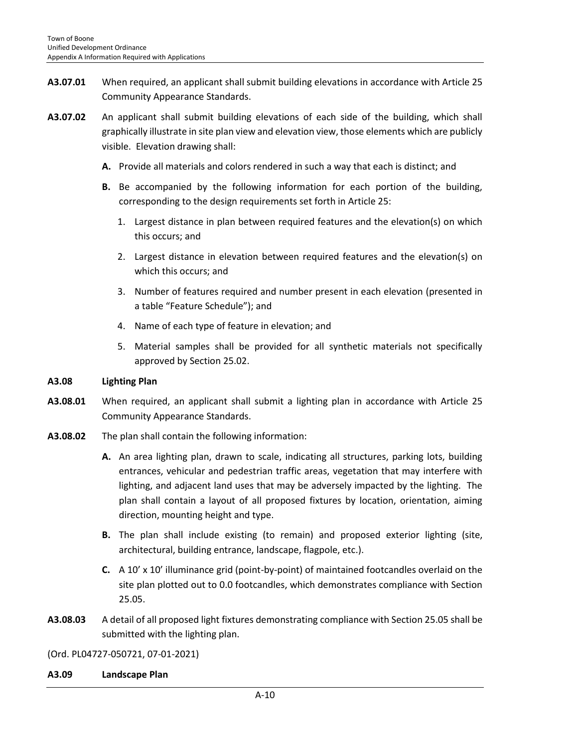**A3.07.01** When required, an applicant shall submit building elevations in accordance with Article 25 Community Appearance Standards.

**A3.07.02** An applicant shall submit building elevations of each side of the building, which shall graphically illustrate in site plan view and elevation view, those elements which are publicly visible. Elevation drawing shall:

- **A.** Provide all materials and colors rendered in such a way that each is distinct; and
- **B.** Be accompanied by the following information for each portion of the building, corresponding to the design requirements set forth in Article 25:
  1. Largest distance in plan between required features and the elevation(s) on which this occurs; and
  2. Largest distance in elevation between required features and the elevation(s) on which this occurs; and
  3. Number of features required and number present in each elevation (presented in a table "Feature Schedule"); and
  4. Name of each type of feature in elevation; and
  5. Material samples shall be provided for all synthetic materials not specifically approved by Section 25.02.

**A3.08 Lighting Plan**

**A3.08.01** When required, an applicant shall submit a lighting plan in accordance with Article 25 Community Appearance Standards.

**A3.08.02** The plan shall contain the following information:

- **A.** An area lighting plan, drawn to scale, indicating all structures, parking lots, building entrances, vehicular and pedestrian traffic areas, vegetation that may interfere with lighting, and adjacent land uses that may be adversely impacted by the lighting. The plan shall contain a layout of all proposed fixtures by location, orientation, aiming direction, mounting height and type.
- **B.** The plan shall include existing (to remain) and proposed exterior lighting (site, architectural, building entrance, landscape, flagpole, etc.).
- **C.** A 10' x 10' illuminance grid (point-by-point) of maintained footcandles overlaid on the site plan plotted out to 0.0 footcandles, which demonstrates compliance with Section 25.05.

**A3.08.03** A detail of all proposed light fixtures demonstrating compliance with Section 25.05 shall be submitted with the lighting plan.

(Ord. PL04727-050721, 07-01-2021)

**A3.09 Landscape Plan**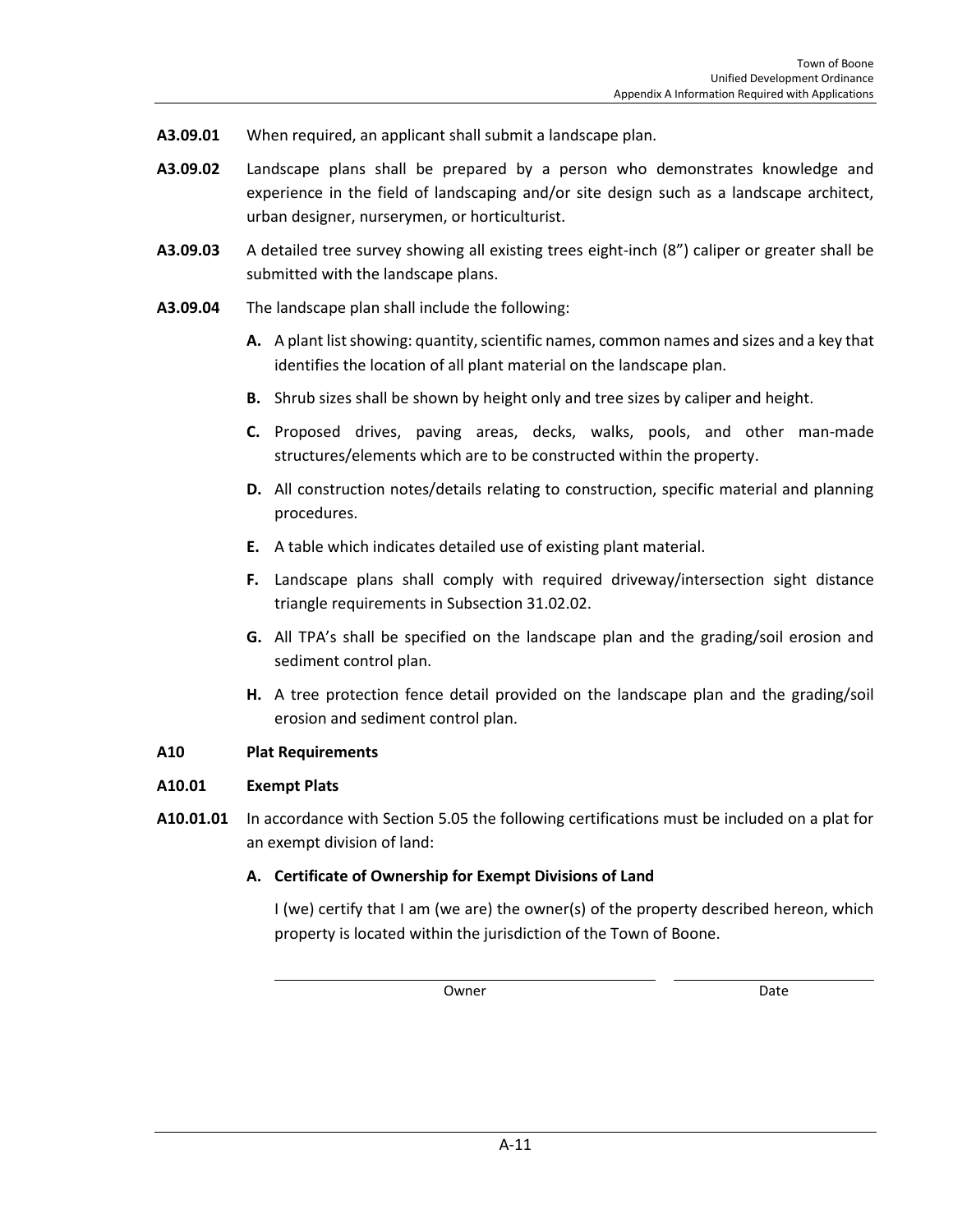**A3.09.01** When required, an applicant shall submit a landscape plan.

**A3.09.02** Landscape plans shall be prepared by a person who demonstrates knowledge and experience in the field of landscaping and/or site design such as a landscape architect, urban designer, nurserymen, or horticulturist.

**A3.09.03** A detailed tree survey showing all existing trees eight-inch (8") caliper or greater shall be submitted with the landscape plans.

**A3.09.04** The landscape plan shall include the following:

- **A.** A plant list showing: quantity, scientific names, common names and sizes and a key that identifies the location of all plant material on the landscape plan.
- **B.** Shrub sizes shall be shown by height only and tree sizes by caliper and height.
- **C.** Proposed drives, paving areas, decks, walks, pools, and other man-made structures/elements which are to be constructed within the property.
- **D.** All construction notes/details relating to construction, specific material and planning procedures.
- **E.** A table which indicates detailed use of existing plant material.
- **F.** Landscape plans shall comply with required driveway/intersection sight distance triangle requirements in Subsection 31.02.02.
- **G.** All TPA's shall be specified on the landscape plan and the grading/soil erosion and sediment control plan.
- **H.** A tree protection fence detail provided on the landscape plan and the grading/soil erosion and sediment control plan.

## A10 Plat Requirements

### A10.01 Exempt Plats

**A10.01.01** In accordance with Section 5.05 the following certifications must be included on a plat for an exempt division of land:

**A. Certificate of Ownership for Exempt Divisions of Land**

I (we) certify that I am (we are) the owner(s) of the property described hereon, which property is located within the jurisdiction of the Town of Boone.

\_\_\_\_\_\_\_\_\_\_\_\_\_\_\_\_\_\_\_\_\_\_\_\_\_\_\_\_\_\_ \_\_\_\_\_\_\_\_\_\_\_\_\_\_\_\_
Owner Date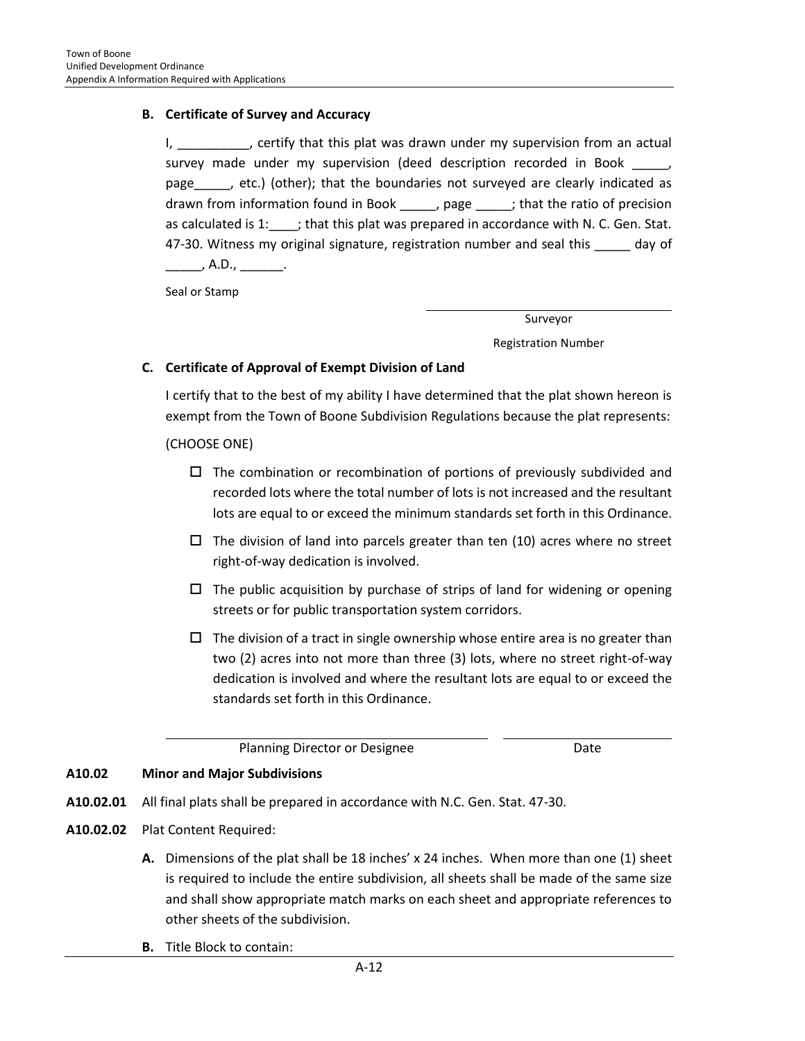**B. Certificate of Survey and Accuracy**

I, __________, certify that this plat was drawn under my supervision from an actual survey made under my supervision (deed description recorded in Book _____, page_____, etc.) (other); that the boundaries not surveyed are clearly indicated as drawn from information found in Book _____, page _____; that the ratio of precision as calculated is 1:____; that this plat was prepared in accordance with N. C. Gen. Stat. 47-30. Witness my original signature, registration number and seal this _____ day of _____, A.D., ______.

Seal or Stamp

______________________________
Surveyor

Registration Number

**C. Certificate of Approval of Exempt Division of Land**

I certify that to the best of my ability I have determined that the plat shown hereon is exempt from the Town of Boone Subdivision Regulations because the plat represents:

(CHOOSE ONE)

- ☐ The combination or recombination of portions of previously subdivided and recorded lots where the total number of lots is not increased and the resultant lots are equal to or exceed the minimum standards set forth in this Ordinance.
- ☐ The division of land into parcels greater than ten (10) acres where no street right-of-way dedication is involved.
- ☐ The public acquisition by purchase of strips of land for widening or opening streets or for public transportation system corridors.
- ☐ The division of a tract in single ownership whose entire area is no greater than two (2) acres into not more than three (3) lots, where no street right-of-way dedication is involved and where the resultant lots are equal to or exceed the standards set forth in this Ordinance.

______________________________ ______________
Planning Director or Designee Date

**A10.02 Minor and Major Subdivisions**

**A10.02.01** All final plats shall be prepared in accordance with N.C. Gen. Stat. 47-30.

**A10.02.02** Plat Content Required:

**A.** Dimensions of the plat shall be 18 inches' x 24 inches. When more than one (1) sheet is required to include the entire subdivision, all sheets shall be made of the same size and shall show appropriate match marks on each sheet and appropriate references to other sheets of the subdivision.

**B.** Title Block to contain: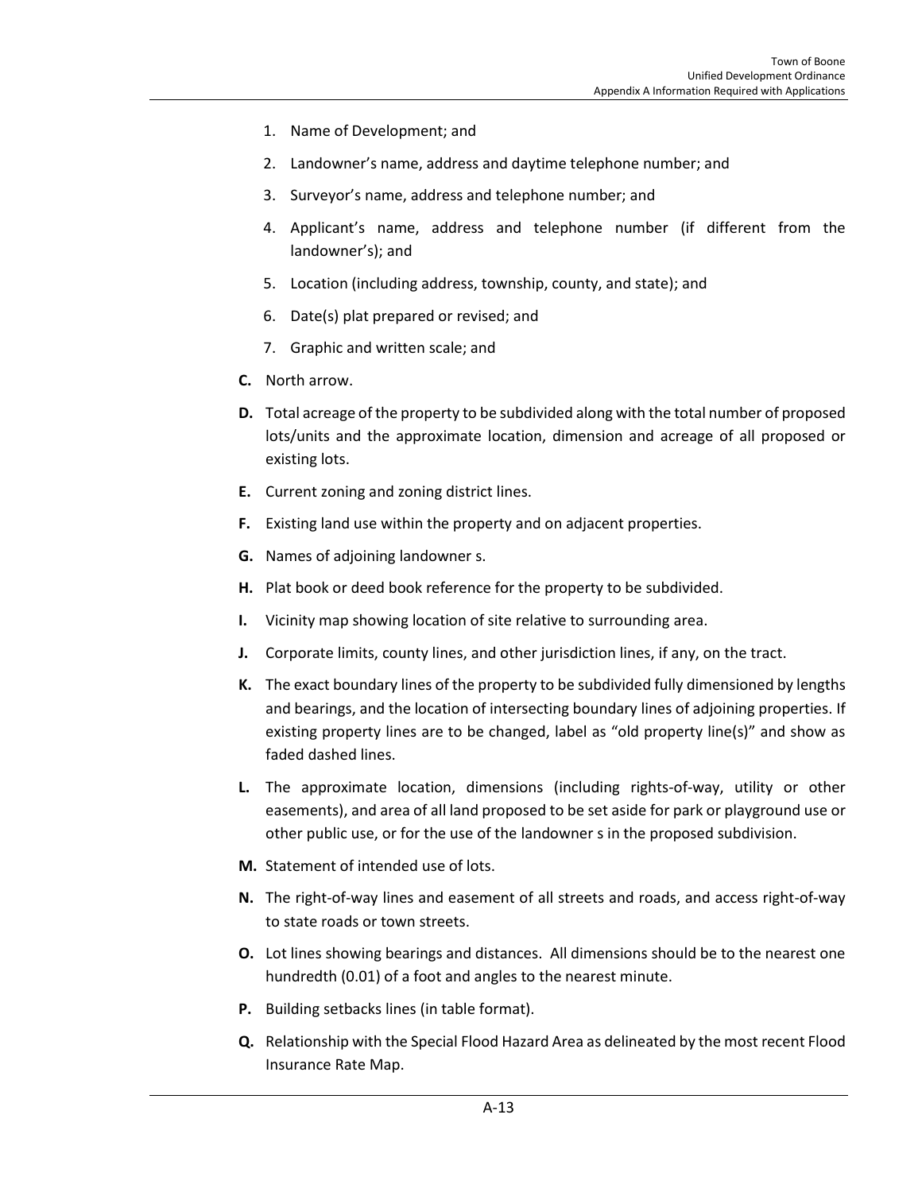1. Name of Development; and
2. Landowner's name, address and daytime telephone number; and
3. Surveyor's name, address and telephone number; and
4. Applicant's name, address and telephone number (if different from the landowner's); and
5. Location (including address, township, county, and state); and
6. Date(s) plat prepared or revised; and
7. Graphic and written scale; and

**C.** North arrow.

**D.** Total acreage of the property to be subdivided along with the total number of proposed lots/units and the approximate location, dimension and acreage of all proposed or existing lots.

**E.** Current zoning and zoning district lines.

**F.** Existing land use within the property and on adjacent properties.

**G.** Names of adjoining landowner s.

**H.** Plat book or deed book reference for the property to be subdivided.

**I.** Vicinity map showing location of site relative to surrounding area.

**J.** Corporate limits, county lines, and other jurisdiction lines, if any, on the tract.

**K.** The exact boundary lines of the property to be subdivided fully dimensioned by lengths and bearings, and the location of intersecting boundary lines of adjoining properties. If existing property lines are to be changed, label as "old property line(s)" and show as faded dashed lines.

**L.** The approximate location, dimensions (including rights-of-way, utility or other easements), and area of all land proposed to be set aside for park or playground use or other public use, or for the use of the landowner s in the proposed subdivision.

**M.** Statement of intended use of lots.

**N.** The right-of-way lines and easement of all streets and roads, and access right-of-way to state roads or town streets.

**O.** Lot lines showing bearings and distances. All dimensions should be to the nearest one hundredth (0.01) of a foot and angles to the nearest minute.

**P.** Building setbacks lines (in table format).

**Q.** Relationship with the Special Flood Hazard Area as delineated by the most recent Flood Insurance Rate Map.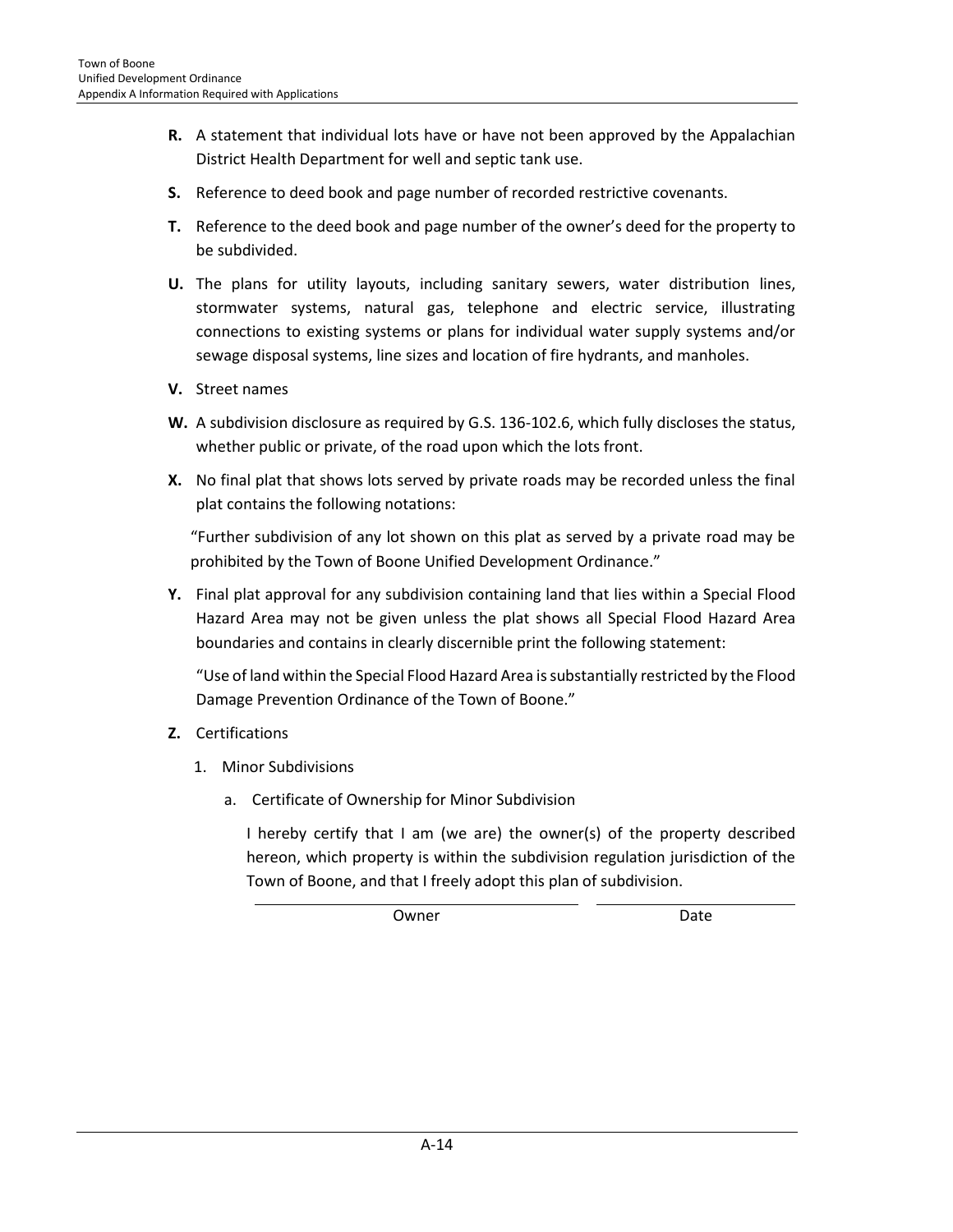**R.** A statement that individual lots have or have not been approved by the Appalachian District Health Department for well and septic tank use.

**S.** Reference to deed book and page number of recorded restrictive covenants.

**T.** Reference to the deed book and page number of the owner's deed for the property to be subdivided.

**U.** The plans for utility layouts, including sanitary sewers, water distribution lines, stormwater systems, natural gas, telephone and electric service, illustrating connections to existing systems or plans for individual water supply systems and/or sewage disposal systems, line sizes and location of fire hydrants, and manholes.

**V.** Street names

**W.** A subdivision disclosure as required by G.S. 136-102.6, which fully discloses the status, whether public or private, of the road upon which the lots front.

**X.** No final plat that shows lots served by private roads may be recorded unless the final plat contains the following notations:

"Further subdivision of any lot shown on this plat as served by a private road may be prohibited by the Town of Boone Unified Development Ordinance."

**Y.** Final plat approval for any subdivision containing land that lies within a Special Flood Hazard Area may not be given unless the plat shows all Special Flood Hazard Area boundaries and contains in clearly discernible print the following statement:

"Use of land within the Special Flood Hazard Area is substantially restricted by the Flood Damage Prevention Ordinance of the Town of Boone."

**Z.** Certifications

1. Minor Subdivisions

   a. Certificate of Ownership for Minor Subdivision

   I hereby certify that I am (we are) the owner(s) of the property described hereon, which property is within the subdivision regulation jurisdiction of the Town of Boone, and that I freely adopt this plan of subdivision.

   ______________________________ Owner &nbsp;&nbsp;&nbsp;&nbsp; ________________ Date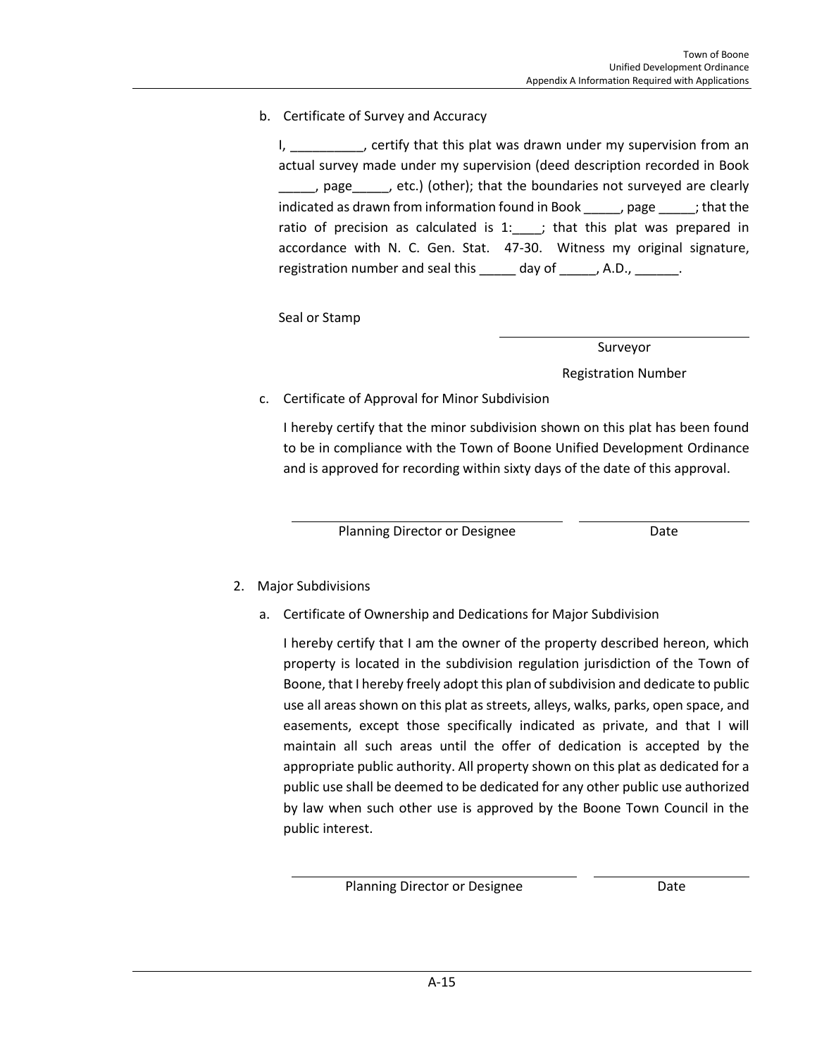b. Certificate of Survey and Accuracy

I, __________, certify that this plat was drawn under my supervision from an actual survey made under my supervision (deed description recorded in Book _____, page_____, etc.) (other); that the boundaries not surveyed are clearly indicated as drawn from information found in Book _____, page _____; that the ratio of precision as calculated is 1:____; that this plat was prepared in accordance with N. C. Gen. Stat. 47-30. Witness my original signature, registration number and seal this _____ day of _____, A.D., ______.

Seal or Stamp

\_\_\_\_\_\_\_\_\_\_\_\_\_\_\_\_\_\_\_\_\_\_\_\_\_\_\_\_\_\_\_\_\_\_\_\_

Surveyor

Registration Number

c. Certificate of Approval for Minor Subdivision

I hereby certify that the minor subdivision shown on this plat has been found to be in compliance with the Town of Boone Unified Development Ordinance and is approved for recording within sixty days of the date of this approval.

\_\_\_\_\_\_\_\_\_\_\_\_\_\_\_\_\_\_\_\_\_\_\_\_\_\_\_\_\_\_\_\_\_\_\_\_ \_\_\_\_\_\_\_\_\_\_\_\_\_\_\_\_\_\_\_\_

Planning Director or Designee Date

2. Major Subdivisions

a. Certificate of Ownership and Dedications for Major Subdivision

I hereby certify that I am the owner of the property described hereon, which property is located in the subdivision regulation jurisdiction of the Town of Boone, that I hereby freely adopt this plan of subdivision and dedicate to public use all areas shown on this plat as streets, alleys, walks, parks, open space, and easements, except those specifically indicated as private, and that I will maintain all such areas until the offer of dedication is accepted by the appropriate public authority. All property shown on this plat as dedicated for a public use shall be deemed to be dedicated for any other public use authorized by law when such other use is approved by the Boone Town Council in the public interest.

\_\_\_\_\_\_\_\_\_\_\_\_\_\_\_\_\_\_\_\_\_\_\_\_\_\_\_\_\_\_\_\_\_\_\_\_ \_\_\_\_\_\_\_\_\_\_\_\_\_\_\_\_\_\_\_\_

Planning Director or Designee Date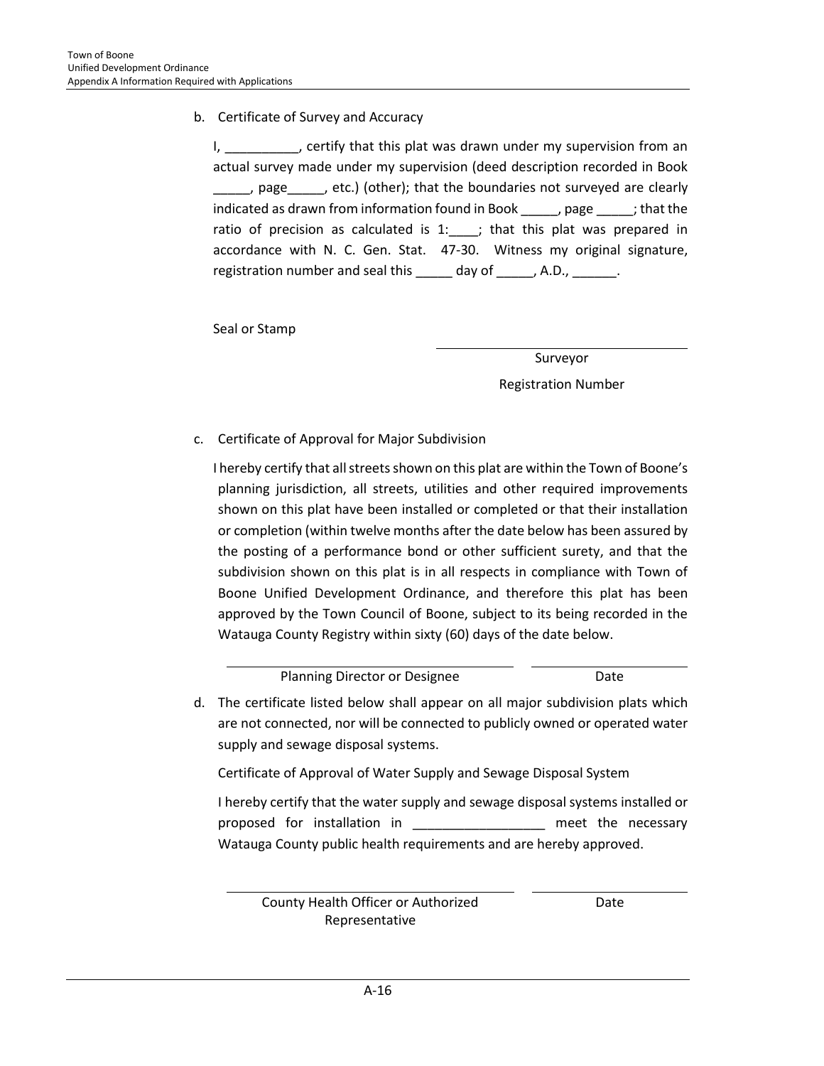b. Certificate of Survey and Accuracy

I, __________, certify that this plat was drawn under my supervision from an actual survey made under my supervision (deed description recorded in Book _____, page_____, etc.) (other); that the boundaries not surveyed are clearly indicated as drawn from information found in Book _____, page _____; that the ratio of precision as calculated is 1:____; that this plat was prepared in accordance with N. C. Gen. Stat. 47-30. Witness my original signature, registration number and seal this _____ day of _____, A.D., ______.

Seal or Stamp

\_\_\_\_\_\_\_\_\_\_\_\_\_\_\_\_\_\_\_\_\_\_\_\_\_\_\_\_\_\_\_\_\_\_\_\_

Surveyor

Registration Number

c. Certificate of Approval for Major Subdivision

I hereby certify that all streets shown on this plat are within the Town of Boone's planning jurisdiction, all streets, utilities and other required improvements shown on this plat have been installed or completed or that their installation or completion (within twelve months after the date below has been assured by the posting of a performance bond or other sufficient surety, and that the subdivision shown on this plat is in all respects in compliance with Town of Boone Unified Development Ordinance, and therefore this plat has been approved by the Town Council of Boone, subject to its being recorded in the Watauga County Registry within sixty (60) days of the date below.

\_\_\_\_\_\_\_\_\_\_\_\_\_\_\_\_\_\_\_\_\_\_\_\_\_\_\_\_\_\_\_\_\_\_\_\_ \_\_\_\_\_\_\_\_\_\_\_\_\_\_\_\_\_\_\_\_

Planning Director or Designee Date

d. The certificate listed below shall appear on all major subdivision plats which are not connected, nor will be connected to publicly owned or operated water supply and sewage disposal systems.

Certificate of Approval of Water Supply and Sewage Disposal System

I hereby certify that the water supply and sewage disposal systems installed or proposed for installation in __________________ meet the necessary Watauga County public health requirements and are hereby approved.

\_\_\_\_\_\_\_\_\_\_\_\_\_\_\_\_\_\_\_\_\_\_\_\_\_\_\_\_\_\_\_\_\_\_\_\_ \_\_\_\_\_\_\_\_\_\_\_\_\_\_\_\_\_\_\_\_

County Health Officer or Authorized Representative Date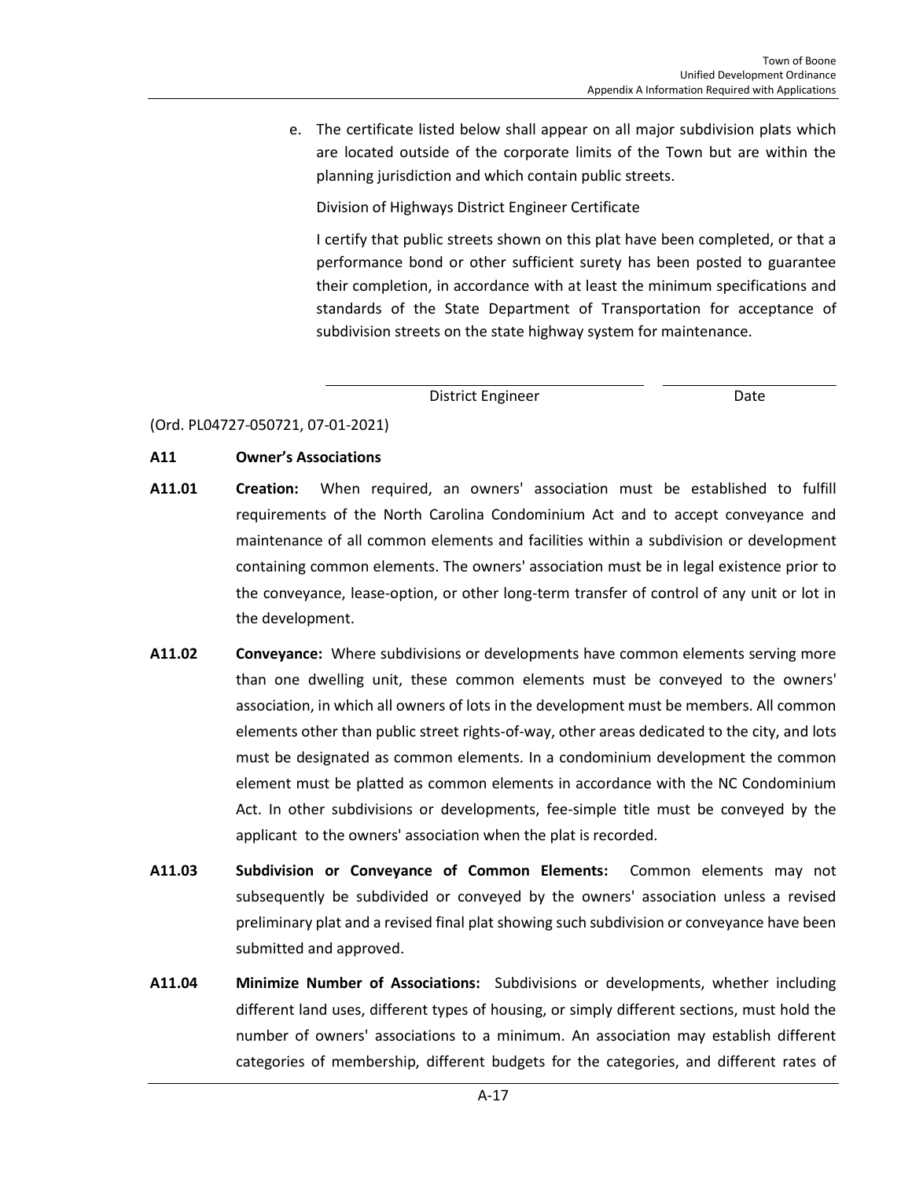e. The certificate listed below shall appear on all major subdivision plats which are located outside of the corporate limits of the Town but are within the planning jurisdiction and which contain public streets.

Division of Highways District Engineer Certificate

I certify that public streets shown on this plat have been completed, or that a performance bond or other sufficient surety has been posted to guarantee their completion, in accordance with at least the minimum specifications and standards of the State Department of Transportation for acceptance of subdivision streets on the state highway system for maintenance.

\_\_\_\_\_\_\_\_\_\_\_\_\_\_\_\_\_\_\_\_\_\_\_\_\_\_\_\_\_\_ \_\_\_\_\_\_\_\_\_\_\_\_\_\_\_
District Engineer Date

(Ord. PL04727-050721, 07-01-2021)

**A11 Owner's Associations**

**A11.01 Creation:** When required, an owners' association must be established to fulfill requirements of the North Carolina Condominium Act and to accept conveyance and maintenance of all common elements and facilities within a subdivision or development containing common elements. The owners' association must be in legal existence prior to the conveyance, lease-option, or other long-term transfer of control of any unit or lot in the development.

**A11.02 Conveyance:** Where subdivisions or developments have common elements serving more than one dwelling unit, these common elements must be conveyed to the owners' association, in which all owners of lots in the development must be members. All common elements other than public street rights-of-way, other areas dedicated to the city, and lots must be designated as common elements. In a condominium development the common element must be platted as common elements in accordance with the NC Condominium Act. In other subdivisions or developments, fee-simple title must be conveyed by the applicant to the owners' association when the plat is recorded.

**A11.03 Subdivision or Conveyance of Common Elements:** Common elements may not subsequently be subdivided or conveyed by the owners' association unless a revised preliminary plat and a revised final plat showing such subdivision or conveyance have been submitted and approved.

**A11.04 Minimize Number of Associations:** Subdivisions or developments, whether including different land uses, different types of housing, or simply different sections, must hold the number of owners' associations to a minimum. An association may establish different categories of membership, different budgets for the categories, and different rates of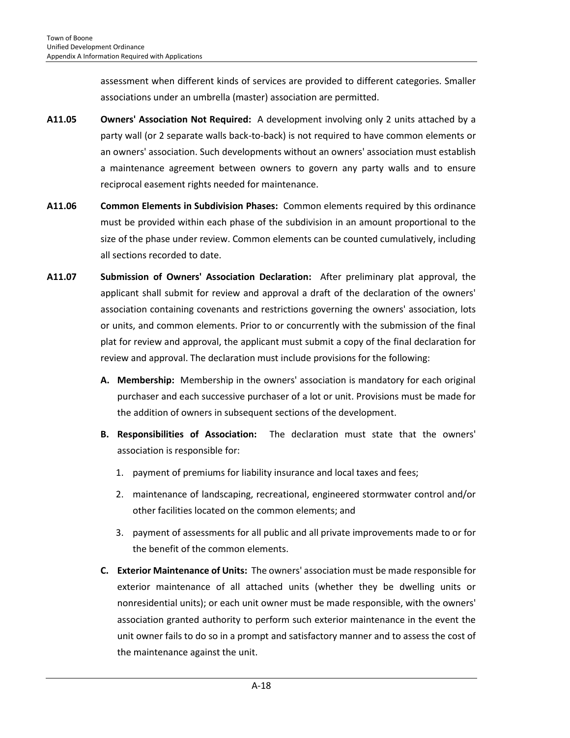assessment when different kinds of services are provided to different categories. Smaller associations under an umbrella (master) association are permitted.

**A11.05 Owners' Association Not Required:** A development involving only 2 units attached by a party wall (or 2 separate walls back-to-back) is not required to have common elements or an owners' association. Such developments without an owners' association must establish a maintenance agreement between owners to govern any party walls and to ensure reciprocal easement rights needed for maintenance.

**A11.06 Common Elements in Subdivision Phases:** Common elements required by this ordinance must be provided within each phase of the subdivision in an amount proportional to the size of the phase under review. Common elements can be counted cumulatively, including all sections recorded to date.

**A11.07 Submission of Owners' Association Declaration:** After preliminary plat approval, the applicant shall submit for review and approval a draft of the declaration of the owners' association containing covenants and restrictions governing the owners' association, lots or units, and common elements. Prior to or concurrently with the submission of the final plat for review and approval, the applicant must submit a copy of the final declaration for review and approval. The declaration must include provisions for the following:

- **A. Membership:** Membership in the owners' association is mandatory for each original purchaser and each successive purchaser of a lot or unit. Provisions must be made for the addition of owners in subsequent sections of the development.

- **B. Responsibilities of Association:** The declaration must state that the owners' association is responsible for:

  1. payment of premiums for liability insurance and local taxes and fees;
  2. maintenance of landscaping, recreational, engineered stormwater control and/or other facilities located on the common elements; and
  3. payment of assessments for all public and all private improvements made to or for the benefit of the common elements.

- **C. Exterior Maintenance of Units:** The owners' association must be made responsible for exterior maintenance of all attached units (whether they be dwelling units or nonresidential units); or each unit owner must be made responsible, with the owners' association granted authority to perform such exterior maintenance in the event the unit owner fails to do so in a prompt and satisfactory manner and to assess the cost of the maintenance against the unit.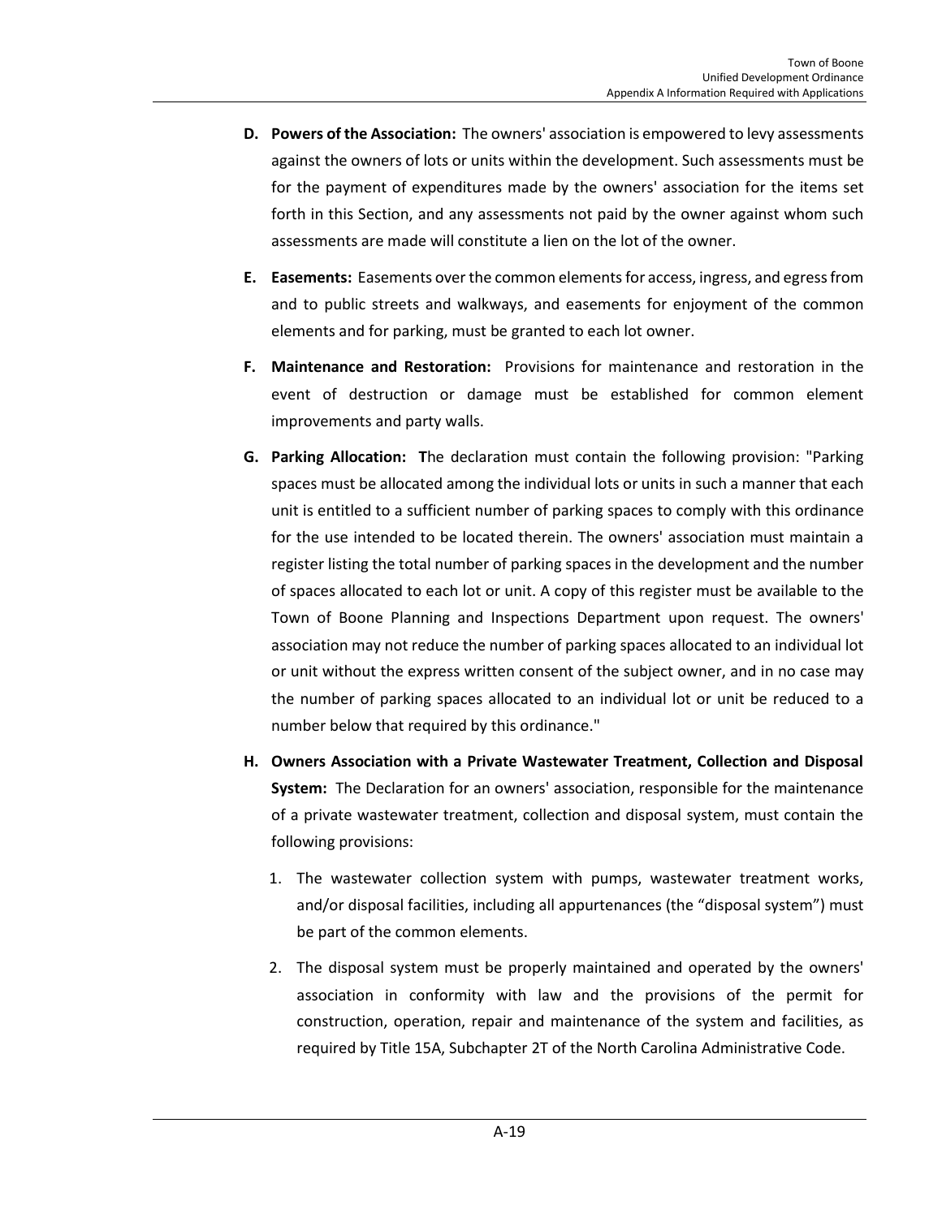**D. Powers of the Association:** The owners' association is empowered to levy assessments against the owners of lots or units within the development. Such assessments must be for the payment of expenditures made by the owners' association for the items set forth in this Section, and any assessments not paid by the owner against whom such assessments are made will constitute a lien on the lot of the owner.

**E. Easements:** Easements over the common elements for access, ingress, and egress from and to public streets and walkways, and easements for enjoyment of the common elements and for parking, must be granted to each lot owner.

**F. Maintenance and Restoration:** Provisions for maintenance and restoration in the event of destruction or damage must be established for common element improvements and party walls.

**G. Parking Allocation:** **T**he declaration must contain the following provision: "Parking spaces must be allocated among the individual lots or units in such a manner that each unit is entitled to a sufficient number of parking spaces to comply with this ordinance for the use intended to be located therein. The owners' association must maintain a register listing the total number of parking spaces in the development and the number of spaces allocated to each lot or unit. A copy of this register must be available to the Town of Boone Planning and Inspections Department upon request. The owners' association may not reduce the number of parking spaces allocated to an individual lot or unit without the express written consent of the subject owner, and in no case may the number of parking spaces allocated to an individual lot or unit be reduced to a number below that required by this ordinance."

**H. Owners Association with a Private Wastewater Treatment, Collection and Disposal System:** The Declaration for an owners' association, responsible for the maintenance of a private wastewater treatment, collection and disposal system, must contain the following provisions:

1. The wastewater collection system with pumps, wastewater treatment works, and/or disposal facilities, including all appurtenances (the "disposal system") must be part of the common elements.

2. The disposal system must be properly maintained and operated by the owners' association in conformity with law and the provisions of the permit for construction, operation, repair and maintenance of the system and facilities, as required by Title 15A, Subchapter 2T of the North Carolina Administrative Code.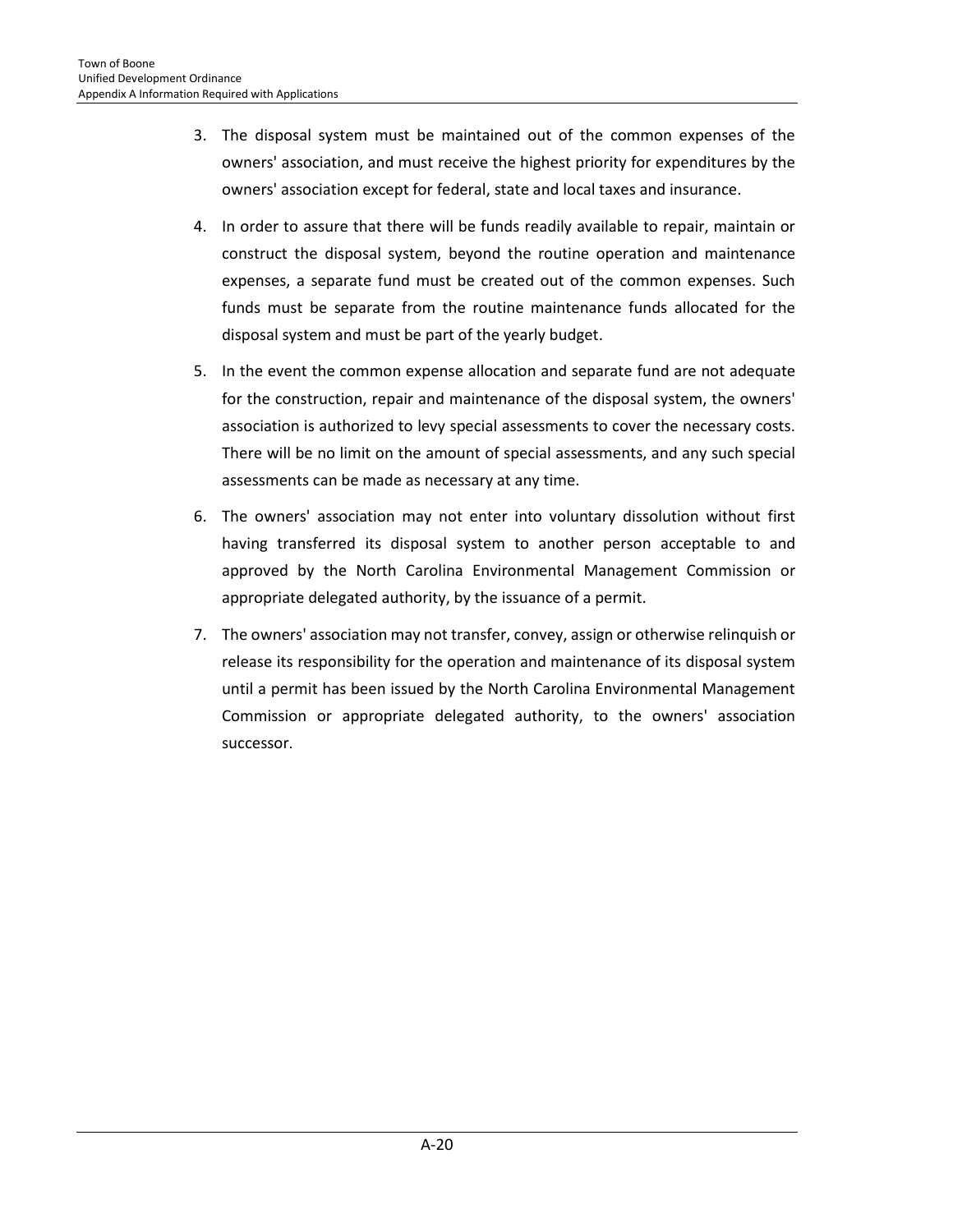3. The disposal system must be maintained out of the common expenses of the owners' association, and must receive the highest priority for expenditures by the owners' association except for federal, state and local taxes and insurance.

4. In order to assure that there will be funds readily available to repair, maintain or construct the disposal system, beyond the routine operation and maintenance expenses, a separate fund must be created out of the common expenses. Such funds must be separate from the routine maintenance funds allocated for the disposal system and must be part of the yearly budget.

5. In the event the common expense allocation and separate fund are not adequate for the construction, repair and maintenance of the disposal system, the owners' association is authorized to levy special assessments to cover the necessary costs. There will be no limit on the amount of special assessments, and any such special assessments can be made as necessary at any time.

6. The owners' association may not enter into voluntary dissolution without first having transferred its disposal system to another person acceptable to and approved by the North Carolina Environmental Management Commission or appropriate delegated authority, by the issuance of a permit.

7. The owners' association may not transfer, convey, assign or otherwise relinquish or release its responsibility for the operation and maintenance of its disposal system until a permit has been issued by the North Carolina Environmental Management Commission or appropriate delegated authority, to the owners' association successor.